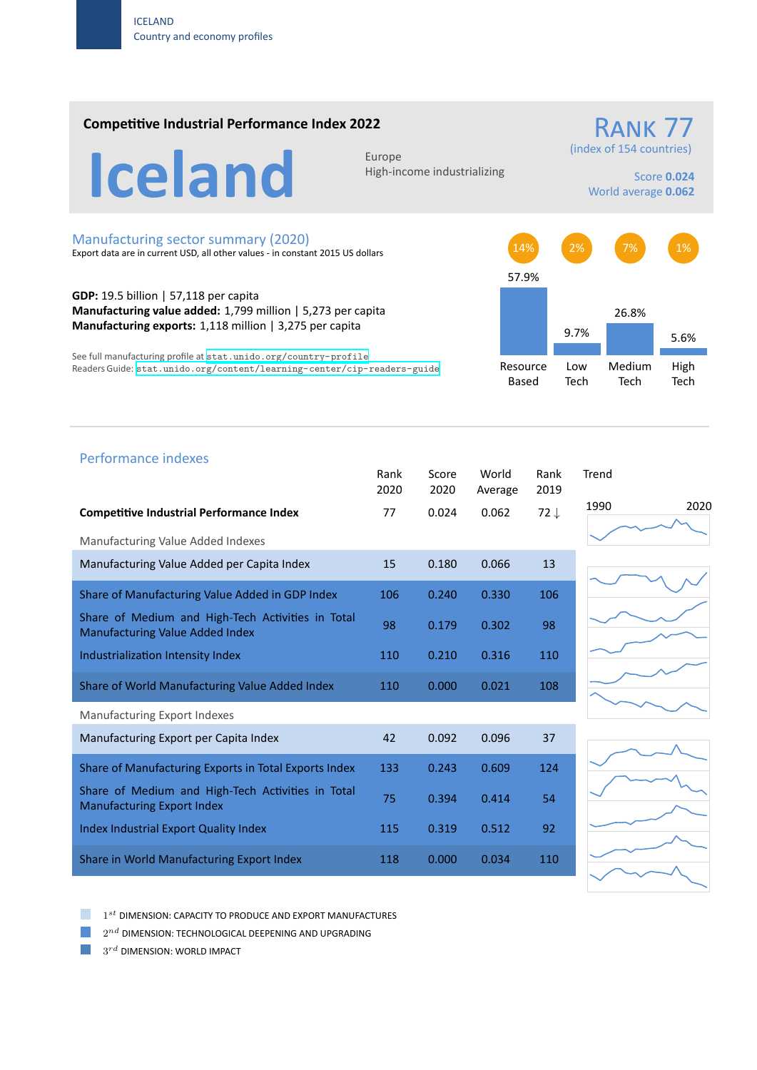ICELAND
Country and economy profiles

## Competitive Industrial Performance Index 2022

# Iceland

Europe
High-income industrializing

**RANK 77**
(index of 154 countries)

Score **0.024**
World average **0.062**

## Manufacturing sector summary (2020)

Export data are in current USD, all other values - in constant 2015 US dollars

**GDP:** 19.5 billion | 57,118 per capita
**Manufacturing value added:** 1,799 million | 5,273 per capita
**Manufacturing exports:** 1,118 million | 3,275 per capita

See full manufacturing profile at stat.unido.org/country-profile
Readers Guide: stat.unido.org/content/learning-center/cip-readers-guide

| | Resource Based | Low Tech | Medium Tech | High Tech |
|---|---|---|---|---|
| | 14% | 2% | 7% | 1% |
| | 57.9% | 9.7% | 26.8% | 5.6% |

## Performance indexes

| | Rank 2020 | Score 2020 | World Average | Rank 2019 |
|---|---|---|---|---|
| **Competitive Industrial Performance Index** | 77 | 0.024 | 0.062 | 72 ↓ |
| *Manufacturing Value Added Indexes* | | | | |
| Manufacturing Value Added per Capita Index | 15 | 0.180 | 0.066 | 13 |
| Share of Manufacturing Value Added in GDP Index | 106 | 0.240 | 0.330 | 106 |
| Share of Medium and High-Tech Activities in Total Manufacturing Value Added Index | 98 | 0.179 | 0.302 | 98 |
| Industrialization Intensity Index | 110 | 0.210 | 0.316 | 110 |
| Share of World Manufacturing Value Added Index | 110 | 0.000 | 0.021 | 108 |
| *Manufacturing Export Indexes* | | | | |
| Manufacturing Export per Capita Index | 42 | 0.092 | 0.096 | 37 |
| Share of Manufacturing Exports in Total Exports Index | 133 | 0.243 | 0.609 | 124 |
| Share of Medium and High-Tech Activities in Total Manufacturing Export Index | 75 | 0.394 | 0.414 | 54 |
| Index Industrial Export Quality Index | 115 | 0.319 | 0.512 | 92 |
| Share in World Manufacturing Export Index | 118 | 0.000 | 0.034 | 110 |

Trend: 1990 – 2020

- $1^{st}$ DIMENSION: CAPACITY TO PRODUCE AND EXPORT MANUFACTURES
- $2^{nd}$ DIMENSION: TECHNOLOGICAL DEEPENING AND UPGRADING
- $3^{rd}$ DIMENSION: WORLD IMPACT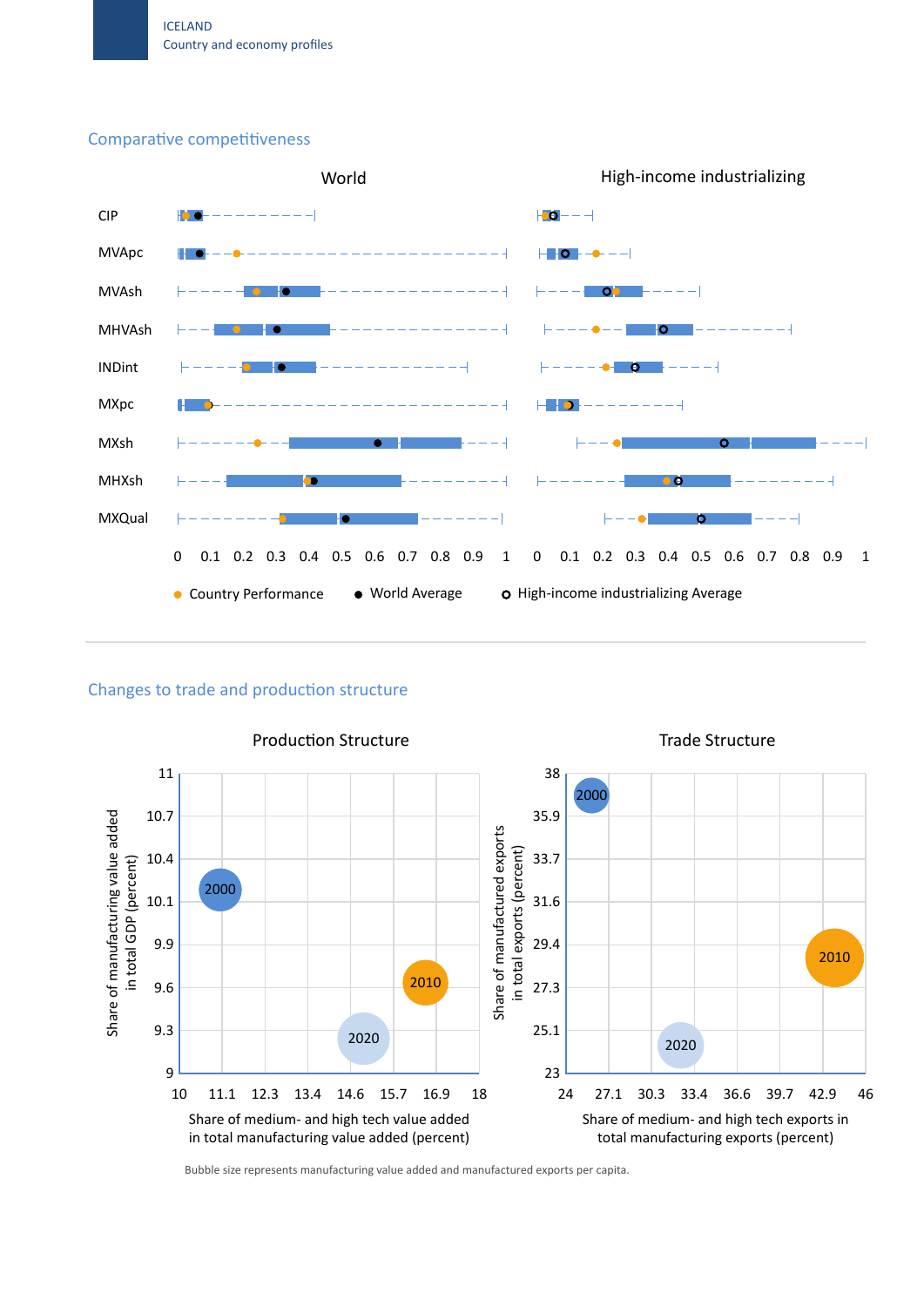## Comparative competitiveness

World

High-income industrializing

CIP

MVApc

MVAsh

MHVAsh

INDint

MXpc

MXsh

MHXsh

MXQual

0 0.1 0.2 0.3 0.4 0.5 0.6 0.7 0.8 0.9 1

0 0.1 0.2 0.3 0.4 0.5 0.6 0.7 0.8 0.9 1

Country Performance
World Average
High-income industrializing Average

## Changes to trade and production structure

Production Structure

Share of manufacturing value added in total GDP (percent)

11
10.7
10.4
10.1
9.9
9.6
9.3
9

10 11.1 12.3 13.4 14.6 15.7 16.9 18

Share of medium- and high tech value added in total manufacturing value added (percent)

2000
2010
2020

Trade Structure

Share of manufactured exports in total exports (percent)

38
35.9
33.7
31.6
29.4
27.3
25.1
23

24 27.1 30.3 33.4 36.6 39.7 42.9 46

Share of medium- and high tech exports in total manufacturing exports (percent)

2000
2010
2020

Bubble size represents manufacturing value added and manufactured exports per capita.